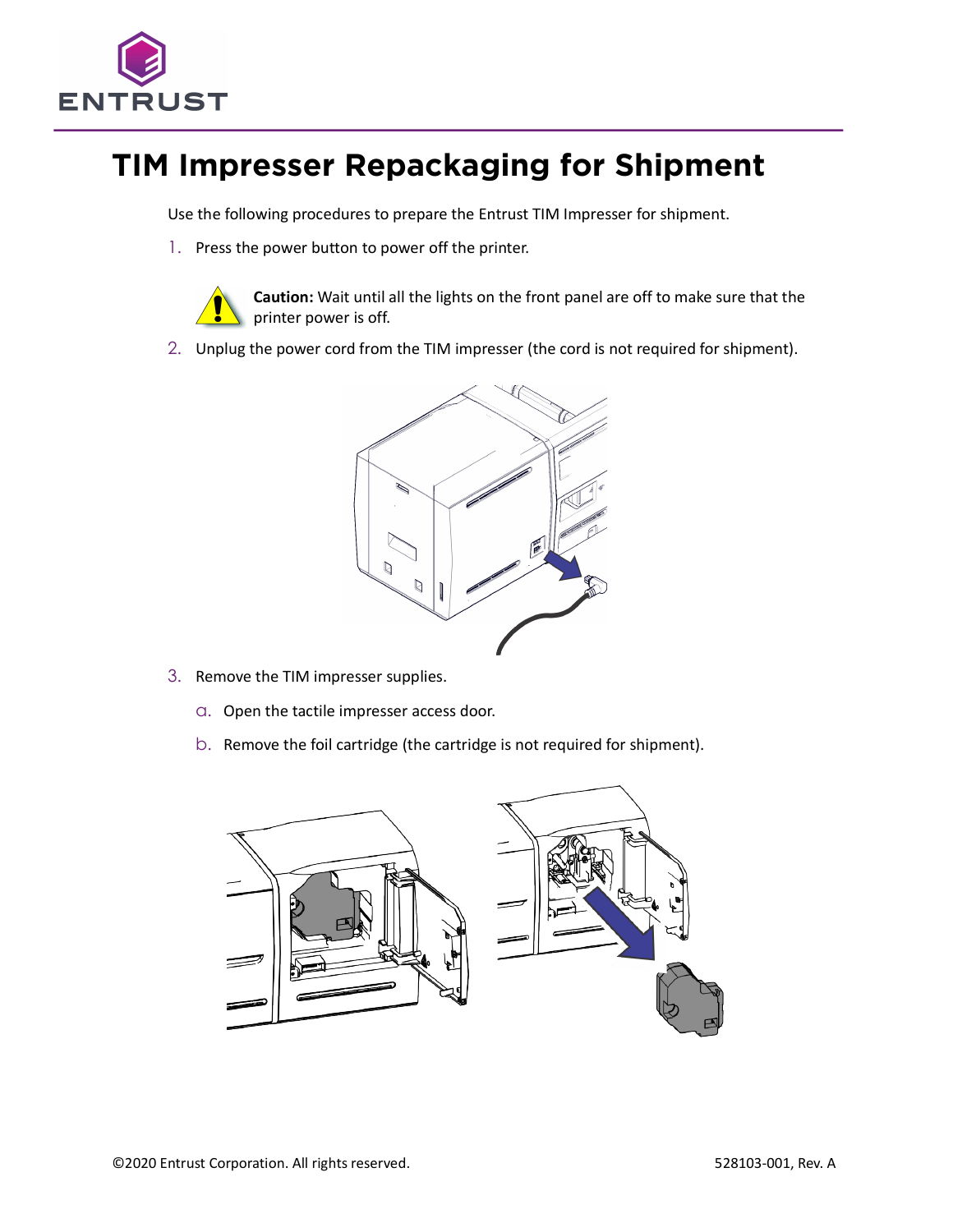# TIM Impresser Repackaging for Shipment

Use the following procedures to prepare the Entrust TIM Impresser for shipment.

1. Press the power button to power off the printer.

   **Caution:** Wait until all the lights on the front panel are off to make sure that the printer power is off.

2. Unplug the power cord from the TIM impresser (the cord is not required for shipment).

3. Remove the TIM impresser supplies.

   a. Open the tactile impresser access door.

   b. Remove the foil cartridge (the cartridge is not required for shipment).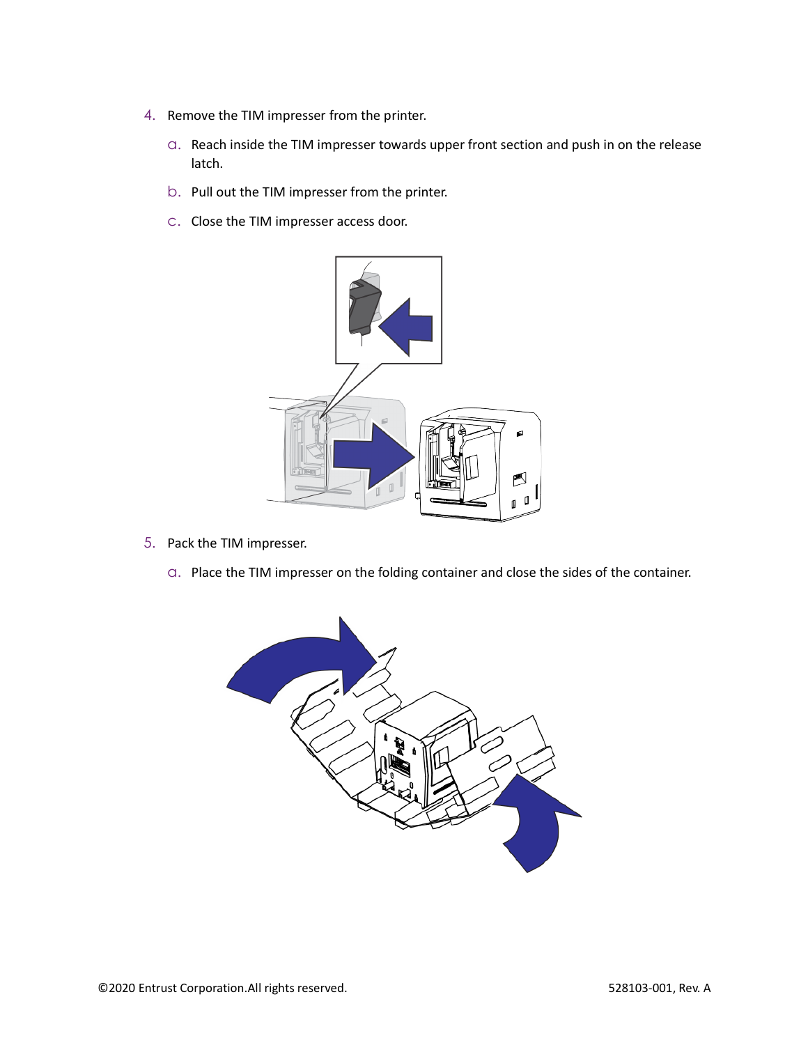4. Remove the TIM impresser from the printer.

   a. Reach inside the TIM impresser towards upper front section and push in on the release latch.

   b. Pull out the TIM impresser from the printer.

   c. Close the TIM impresser access door.

5. Pack the TIM impresser.

   a. Place the TIM impresser on the folding container and close the sides of the container.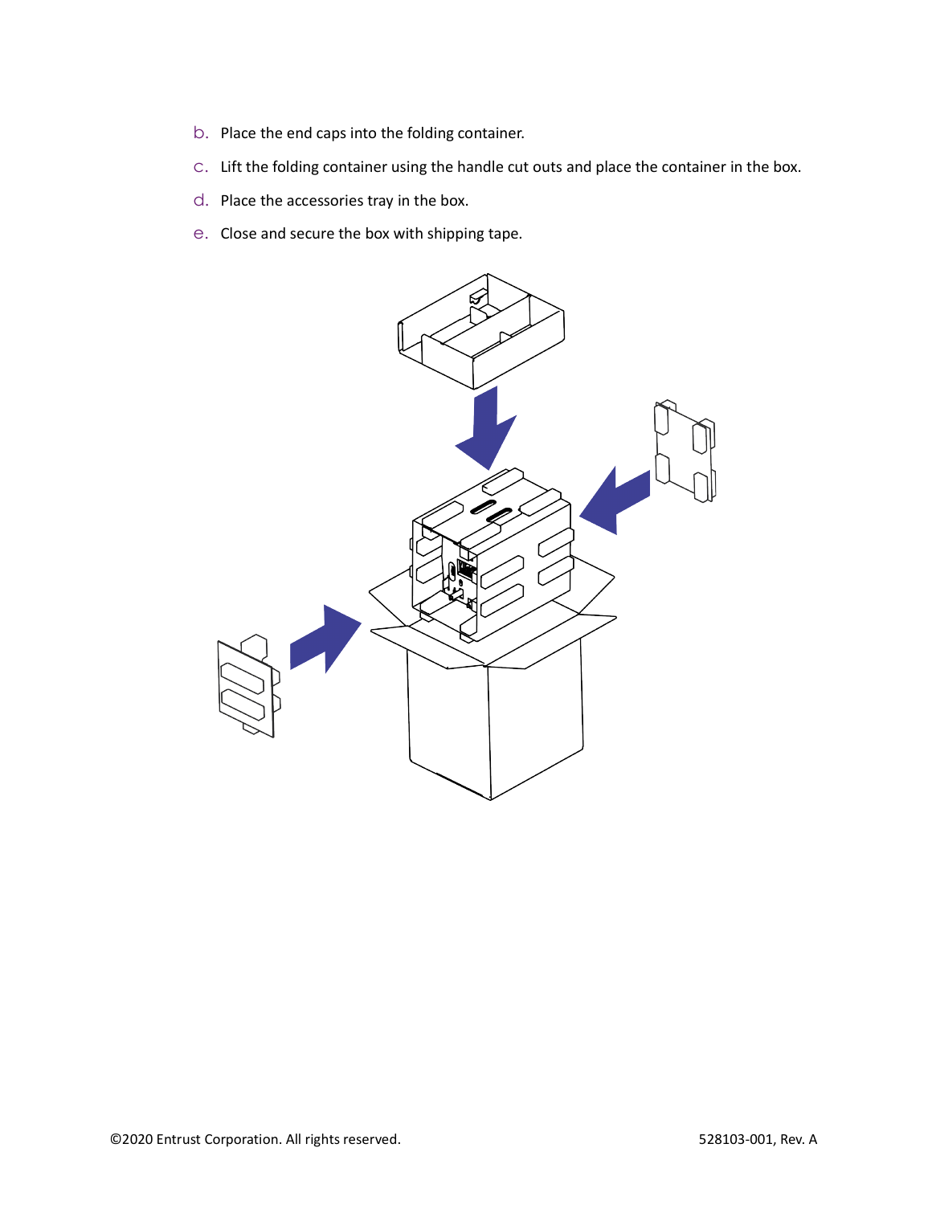b. Place the end caps into the folding container.

c. Lift the folding container using the handle cut outs and place the container in the box.

d. Place the accessories tray in the box.

e. Close and secure the box with shipping tape.